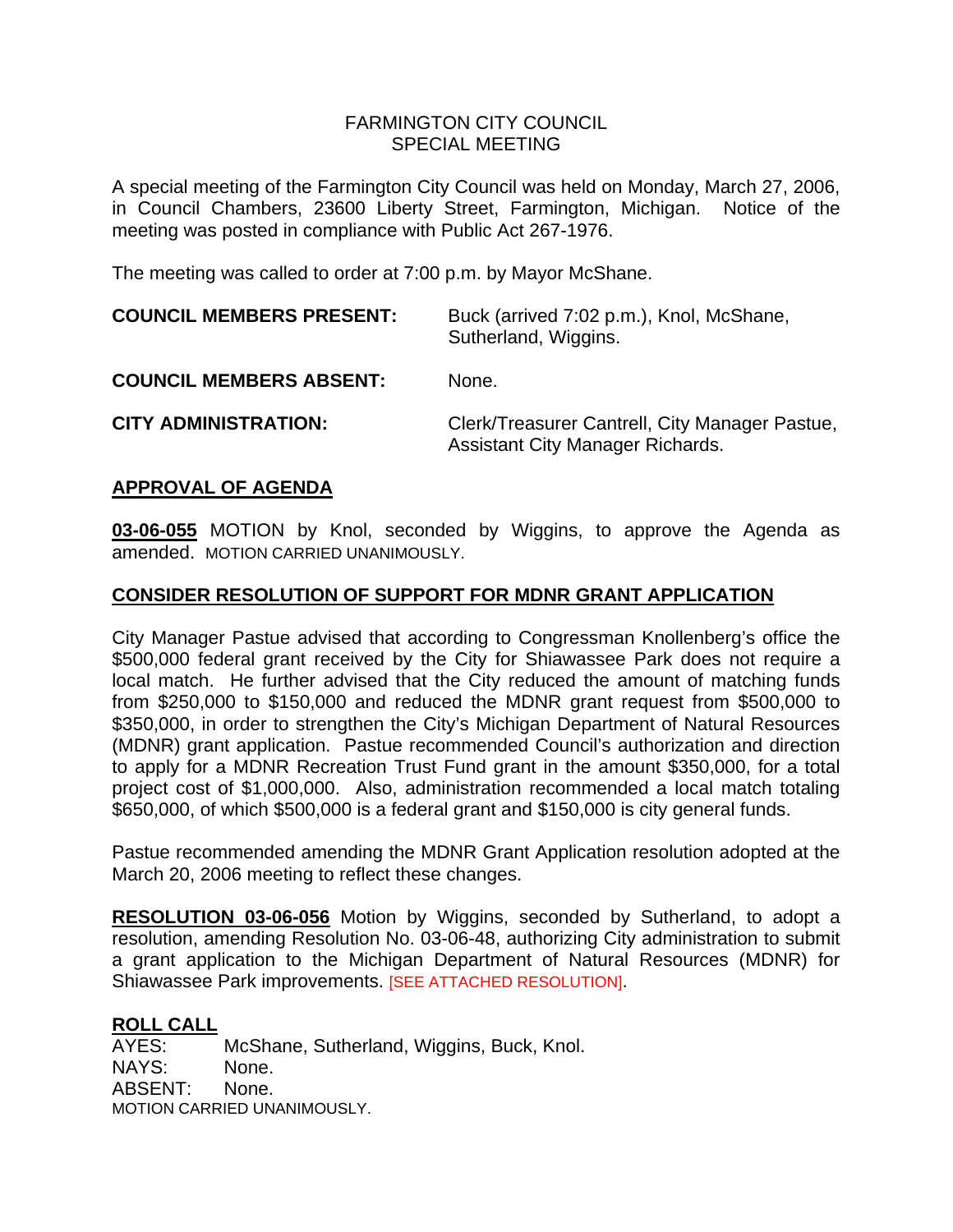FARMINGTON CITY COUNCIL
SPECIAL MEETING

A special meeting of the Farmington City Council was held on Monday, March 27, 2006, in Council Chambers, 23600 Liberty Street, Farmington, Michigan. Notice of the meeting was posted in compliance with Public Act 267-1976.

The meeting was called to order at 7:00 p.m. by Mayor McShane.

**COUNCIL MEMBERS PRESENT:** Buck (arrived 7:02 p.m.), Knol, McShane, Sutherland, Wiggins.

**COUNCIL MEMBERS ABSENT:** None.

**CITY ADMINISTRATION:** Clerk/Treasurer Cantrell, City Manager Pastue, Assistant City Manager Richards.

## APPROVAL OF AGENDA

**03-06-055** MOTION by Knol, seconded by Wiggins, to approve the Agenda as amended. MOTION CARRIED UNANIMOUSLY.

## CONSIDER RESOLUTION OF SUPPORT FOR MDNR GRANT APPLICATION

City Manager Pastue advised that according to Congressman Knollenberg's office the $500,000 federal grant received by the City for Shiawassee Park does not require a local match. He further advised that the City reduced the amount of matching funds from $250,000 to $150,000 and reduced the MDNR grant request from $500,000 to $350,000, in order to strengthen the City's Michigan Department of Natural Resources (MDNR) grant application. Pastue recommended Council's authorization and direction to apply for a MDNR Recreation Trust Fund grant in the amount $350,000, for a total project cost of $1,000,000. Also, administration recommended a local match totaling $650,000, of which $500,000 is a federal grant and $150,000 is city general funds.

Pastue recommended amending the MDNR Grant Application resolution adopted at the March 20, 2006 meeting to reflect these changes.

**RESOLUTION 03-06-056** Motion by Wiggins, seconded by Sutherland, to adopt a resolution, amending Resolution No. 03-06-48, authorizing City administration to submit a grant application to the Michigan Department of Natural Resources (MDNR) for Shiawassee Park improvements. [SEE ATTACHED RESOLUTION].

## ROLL CALL

AYES: McShane, Sutherland, Wiggins, Buck, Knol.
NAYS: None.
ABSENT: None.
MOTION CARRIED UNANIMOUSLY.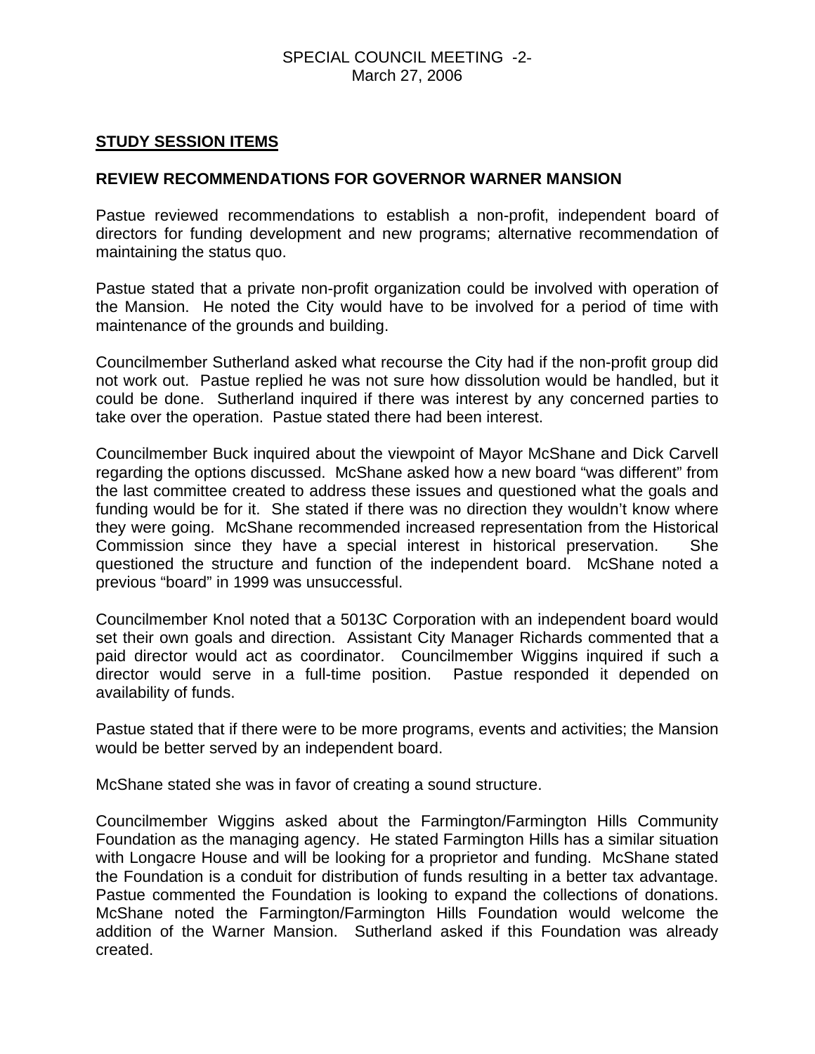## STUDY SESSION ITEMS

### REVIEW RECOMMENDATIONS FOR GOVERNOR WARNER MANSION

Pastue reviewed recommendations to establish a non-profit, independent board of directors for funding development and new programs; alternative recommendation of maintaining the status quo.

Pastue stated that a private non-profit organization could be involved with operation of the Mansion. He noted the City would have to be involved for a period of time with maintenance of the grounds and building.

Councilmember Sutherland asked what recourse the City had if the non-profit group did not work out. Pastue replied he was not sure how dissolution would be handled, but it could be done. Sutherland inquired if there was interest by any concerned parties to take over the operation. Pastue stated there had been interest.

Councilmember Buck inquired about the viewpoint of Mayor McShane and Dick Carvell regarding the options discussed. McShane asked how a new board "was different" from the last committee created to address these issues and questioned what the goals and funding would be for it. She stated if there was no direction they wouldn't know where they were going. McShane recommended increased representation from the Historical Commission since they have a special interest in historical preservation. She questioned the structure and function of the independent board. McShane noted a previous "board" in 1999 was unsuccessful.

Councilmember Knol noted that a 5013C Corporation with an independent board would set their own goals and direction. Assistant City Manager Richards commented that a paid director would act as coordinator. Councilmember Wiggins inquired if such a director would serve in a full-time position. Pastue responded it depended on availability of funds.

Pastue stated that if there were to be more programs, events and activities; the Mansion would be better served by an independent board.

McShane stated she was in favor of creating a sound structure.

Councilmember Wiggins asked about the Farmington/Farmington Hills Community Foundation as the managing agency. He stated Farmington Hills has a similar situation with Longacre House and will be looking for a proprietor and funding. McShane stated the Foundation is a conduit for distribution of funds resulting in a better tax advantage. Pastue commented the Foundation is looking to expand the collections of donations. McShane noted the Farmington/Farmington Hills Foundation would welcome the addition of the Warner Mansion. Sutherland asked if this Foundation was already created.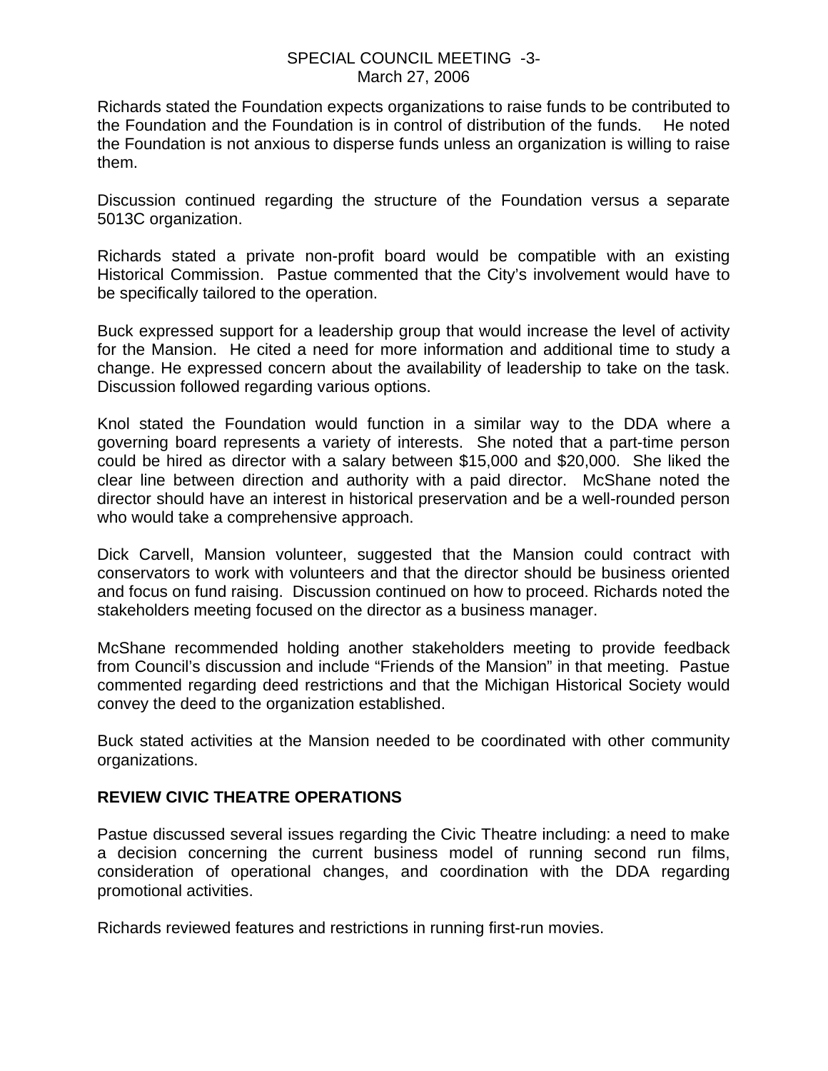Richards stated the Foundation expects organizations to raise funds to be contributed to the Foundation and the Foundation is in control of distribution of the funds. He noted the Foundation is not anxious to disperse funds unless an organization is willing to raise them.

Discussion continued regarding the structure of the Foundation versus a separate 5013C organization.

Richards stated a private non-profit board would be compatible with an existing Historical Commission. Pastue commented that the City's involvement would have to be specifically tailored to the operation.

Buck expressed support for a leadership group that would increase the level of activity for the Mansion. He cited a need for more information and additional time to study a change. He expressed concern about the availability of leadership to take on the task. Discussion followed regarding various options.

Knol stated the Foundation would function in a similar way to the DDA where a governing board represents a variety of interests. She noted that a part-time person could be hired as director with a salary between $15,000 and $20,000. She liked the clear line between direction and authority with a paid director. McShane noted the director should have an interest in historical preservation and be a well-rounded person who would take a comprehensive approach.

Dick Carvell, Mansion volunteer, suggested that the Mansion could contract with conservators to work with volunteers and that the director should be business oriented and focus on fund raising. Discussion continued on how to proceed. Richards noted the stakeholders meeting focused on the director as a business manager.

McShane recommended holding another stakeholders meeting to provide feedback from Council's discussion and include "Friends of the Mansion" in that meeting. Pastue commented regarding deed restrictions and that the Michigan Historical Society would convey the deed to the organization established.

Buck stated activities at the Mansion needed to be coordinated with other community organizations.

## REVIEW CIVIC THEATRE OPERATIONS

Pastue discussed several issues regarding the Civic Theatre including: a need to make a decision concerning the current business model of running second run films, consideration of operational changes, and coordination with the DDA regarding promotional activities.

Richards reviewed features and restrictions in running first-run movies.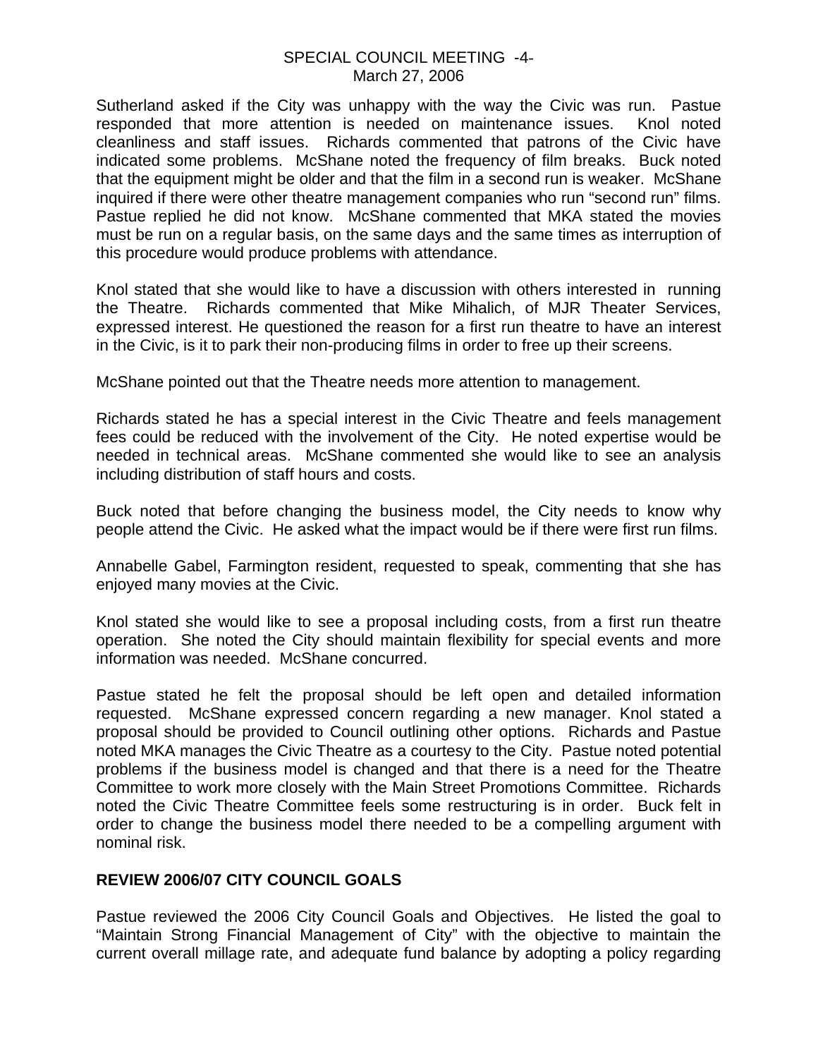Sutherland asked if the City was unhappy with the way the Civic was run. Pastue responded that more attention is needed on maintenance issues. Knol noted cleanliness and staff issues. Richards commented that patrons of the Civic have indicated some problems. McShane noted the frequency of film breaks. Buck noted that the equipment might be older and that the film in a second run is weaker. McShane inquired if there were other theatre management companies who run "second run" films. Pastue replied he did not know. McShane commented that MKA stated the movies must be run on a regular basis, on the same days and the same times as interruption of this procedure would produce problems with attendance.

Knol stated that she would like to have a discussion with others interested in running the Theatre. Richards commented that Mike Mihalich, of MJR Theater Services, expressed interest. He questioned the reason for a first run theatre to have an interest in the Civic, is it to park their non-producing films in order to free up their screens.

McShane pointed out that the Theatre needs more attention to management.

Richards stated he has a special interest in the Civic Theatre and feels management fees could be reduced with the involvement of the City. He noted expertise would be needed in technical areas. McShane commented she would like to see an analysis including distribution of staff hours and costs.

Buck noted that before changing the business model, the City needs to know why people attend the Civic. He asked what the impact would be if there were first run films.

Annabelle Gabel, Farmington resident, requested to speak, commenting that she has enjoyed many movies at the Civic.

Knol stated she would like to see a proposal including costs, from a first run theatre operation. She noted the City should maintain flexibility for special events and more information was needed. McShane concurred.

Pastue stated he felt the proposal should be left open and detailed information requested. McShane expressed concern regarding a new manager. Knol stated a proposal should be provided to Council outlining other options. Richards and Pastue noted MKA manages the Civic Theatre as a courtesy to the City. Pastue noted potential problems if the business model is changed and that there is a need for the Theatre Committee to work more closely with the Main Street Promotions Committee. Richards noted the Civic Theatre Committee feels some restructuring is in order. Buck felt in order to change the business model there needed to be a compelling argument with nominal risk.

## REVIEW 2006/07 CITY COUNCIL GOALS

Pastue reviewed the 2006 City Council Goals and Objectives. He listed the goal to "Maintain Strong Financial Management of City" with the objective to maintain the current overall millage rate, and adequate fund balance by adopting a policy regarding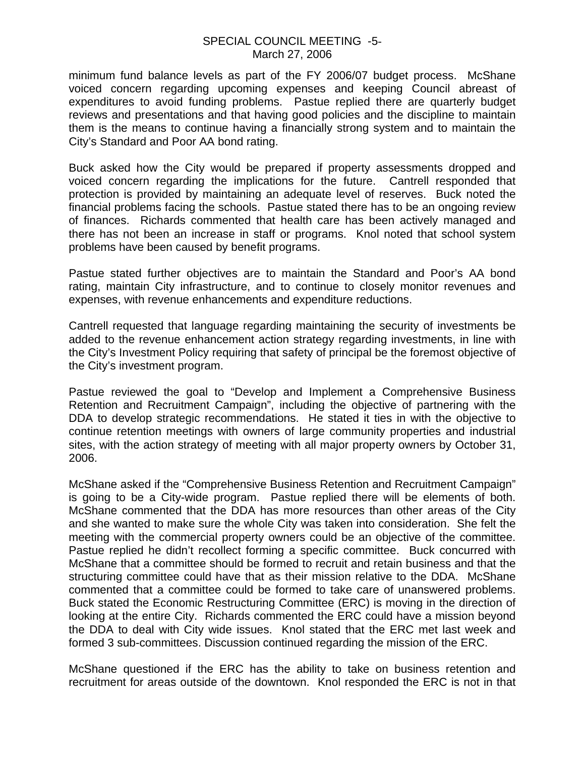minimum fund balance levels as part of the FY 2006/07 budget process. McShane voiced concern regarding upcoming expenses and keeping Council abreast of expenditures to avoid funding problems. Pastue replied there are quarterly budget reviews and presentations and that having good policies and the discipline to maintain them is the means to continue having a financially strong system and to maintain the City's Standard and Poor AA bond rating.

Buck asked how the City would be prepared if property assessments dropped and voiced concern regarding the implications for the future. Cantrell responded that protection is provided by maintaining an adequate level of reserves. Buck noted the financial problems facing the schools. Pastue stated there has to be an ongoing review of finances. Richards commented that health care has been actively managed and there has not been an increase in staff or programs. Knol noted that school system problems have been caused by benefit programs.

Pastue stated further objectives are to maintain the Standard and Poor's AA bond rating, maintain City infrastructure, and to continue to closely monitor revenues and expenses, with revenue enhancements and expenditure reductions.

Cantrell requested that language regarding maintaining the security of investments be added to the revenue enhancement action strategy regarding investments, in line with the City's Investment Policy requiring that safety of principal be the foremost objective of the City's investment program.

Pastue reviewed the goal to "Develop and Implement a Comprehensive Business Retention and Recruitment Campaign", including the objective of partnering with the DDA to develop strategic recommendations. He stated it ties in with the objective to continue retention meetings with owners of large community properties and industrial sites, with the action strategy of meeting with all major property owners by October 31, 2006.

McShane asked if the "Comprehensive Business Retention and Recruitment Campaign" is going to be a City-wide program. Pastue replied there will be elements of both. McShane commented that the DDA has more resources than other areas of the City and she wanted to make sure the whole City was taken into consideration. She felt the meeting with the commercial property owners could be an objective of the committee. Pastue replied he didn't recollect forming a specific committee. Buck concurred with McShane that a committee should be formed to recruit and retain business and that the structuring committee could have that as their mission relative to the DDA. McShane commented that a committee could be formed to take care of unanswered problems. Buck stated the Economic Restructuring Committee (ERC) is moving in the direction of looking at the entire City. Richards commented the ERC could have a mission beyond the DDA to deal with City wide issues. Knol stated that the ERC met last week and formed 3 sub-committees. Discussion continued regarding the mission of the ERC.

McShane questioned if the ERC has the ability to take on business retention and recruitment for areas outside of the downtown. Knol responded the ERC is not in that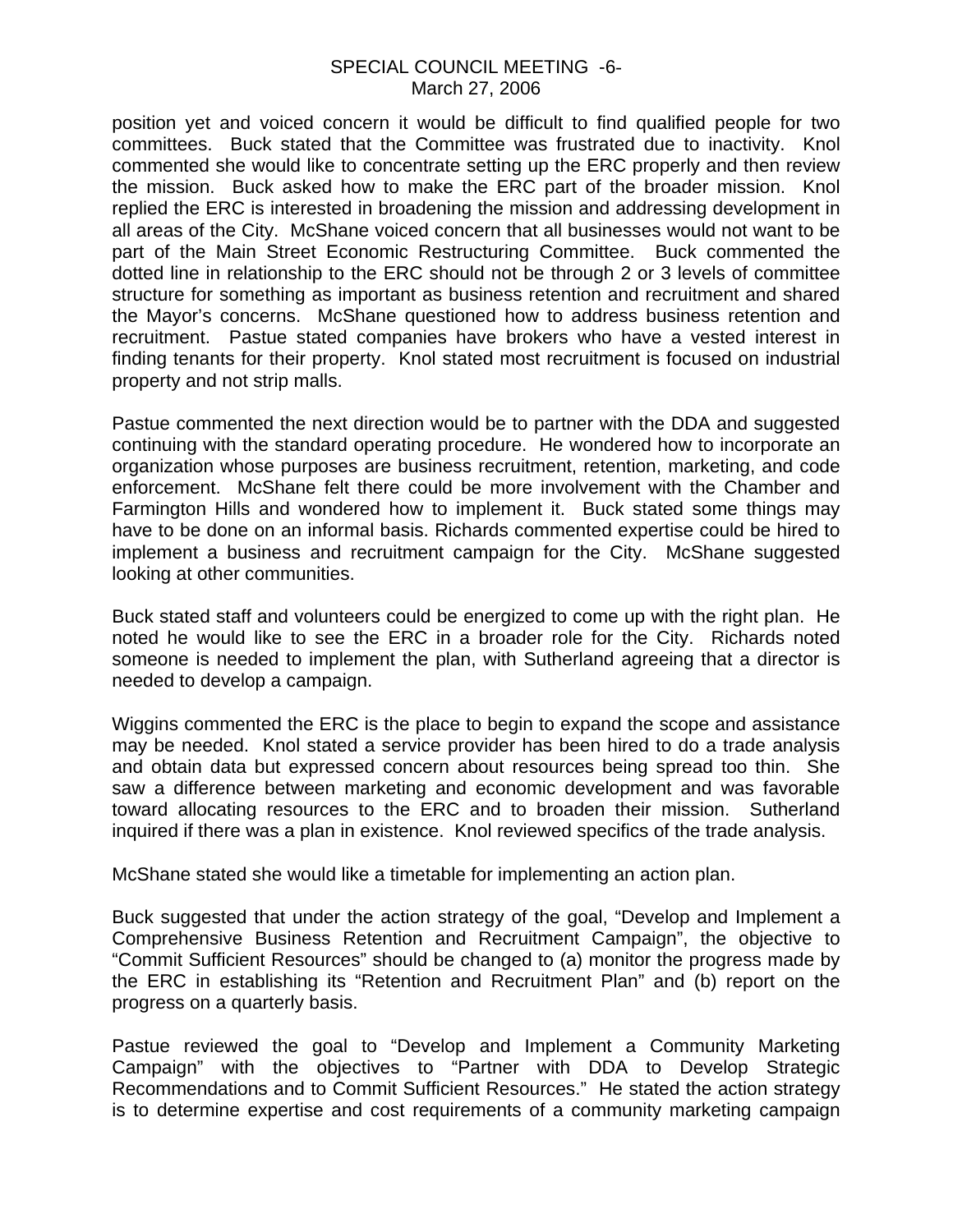position yet and voiced concern it would be difficult to find qualified people for two committees. Buck stated that the Committee was frustrated due to inactivity. Knol commented she would like to concentrate setting up the ERC properly and then review the mission. Buck asked how to make the ERC part of the broader mission. Knol replied the ERC is interested in broadening the mission and addressing development in all areas of the City. McShane voiced concern that all businesses would not want to be part of the Main Street Economic Restructuring Committee. Buck commented the dotted line in relationship to the ERC should not be through 2 or 3 levels of committee structure for something as important as business retention and recruitment and shared the Mayor's concerns. McShane questioned how to address business retention and recruitment. Pastue stated companies have brokers who have a vested interest in finding tenants for their property. Knol stated most recruitment is focused on industrial property and not strip malls.

Pastue commented the next direction would be to partner with the DDA and suggested continuing with the standard operating procedure. He wondered how to incorporate an organization whose purposes are business recruitment, retention, marketing, and code enforcement. McShane felt there could be more involvement with the Chamber and Farmington Hills and wondered how to implement it. Buck stated some things may have to be done on an informal basis. Richards commented expertise could be hired to implement a business and recruitment campaign for the City. McShane suggested looking at other communities.

Buck stated staff and volunteers could be energized to come up with the right plan. He noted he would like to see the ERC in a broader role for the City. Richards noted someone is needed to implement the plan, with Sutherland agreeing that a director is needed to develop a campaign.

Wiggins commented the ERC is the place to begin to expand the scope and assistance may be needed. Knol stated a service provider has been hired to do a trade analysis and obtain data but expressed concern about resources being spread too thin. She saw a difference between marketing and economic development and was favorable toward allocating resources to the ERC and to broaden their mission. Sutherland inquired if there was a plan in existence. Knol reviewed specifics of the trade analysis.

McShane stated she would like a timetable for implementing an action plan.

Buck suggested that under the action strategy of the goal, "Develop and Implement a Comprehensive Business Retention and Recruitment Campaign", the objective to "Commit Sufficient Resources" should be changed to (a) monitor the progress made by the ERC in establishing its "Retention and Recruitment Plan" and (b) report on the progress on a quarterly basis.

Pastue reviewed the goal to "Develop and Implement a Community Marketing Campaign" with the objectives to "Partner with DDA to Develop Strategic Recommendations and to Commit Sufficient Resources." He stated the action strategy is to determine expertise and cost requirements of a community marketing campaign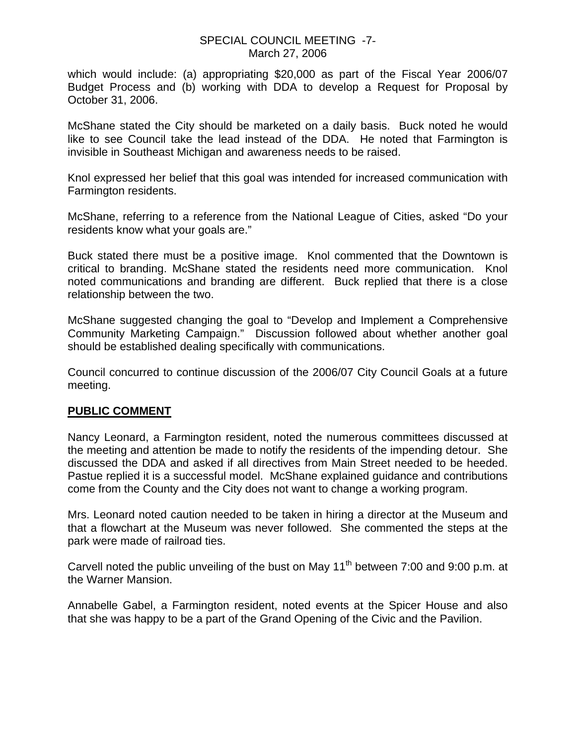which would include: (a) appropriating $20,000 as part of the Fiscal Year 2006/07 Budget Process and (b) working with DDA to develop a Request for Proposal by October 31, 2006.

McShane stated the City should be marketed on a daily basis. Buck noted he would like to see Council take the lead instead of the DDA. He noted that Farmington is invisible in Southeast Michigan and awareness needs to be raised.

Knol expressed her belief that this goal was intended for increased communication with Farmington residents.

McShane, referring to a reference from the National League of Cities, asked "Do your residents know what your goals are."

Buck stated there must be a positive image. Knol commented that the Downtown is critical to branding. McShane stated the residents need more communication. Knol noted communications and branding are different. Buck replied that there is a close relationship between the two.

McShane suggested changing the goal to "Develop and Implement a Comprehensive Community Marketing Campaign." Discussion followed about whether another goal should be established dealing specifically with communications.

Council concurred to continue discussion of the 2006/07 City Council Goals at a future meeting.

**PUBLIC COMMENT**

Nancy Leonard, a Farmington resident, noted the numerous committees discussed at the meeting and attention be made to notify the residents of the impending detour. She discussed the DDA and asked if all directives from Main Street needed to be heeded. Pastue replied it is a successful model. McShane explained guidance and contributions come from the County and the City does not want to change a working program.

Mrs. Leonard noted caution needed to be taken in hiring a director at the Museum and that a flowchart at the Museum was never followed. She commented the steps at the park were made of railroad ties.

Carvell noted the public unveiling of the bust on May 11th between 7:00 and 9:00 p.m. at the Warner Mansion.

Annabelle Gabel, a Farmington resident, noted events at the Spicer House and also that she was happy to be a part of the Grand Opening of the Civic and the Pavilion.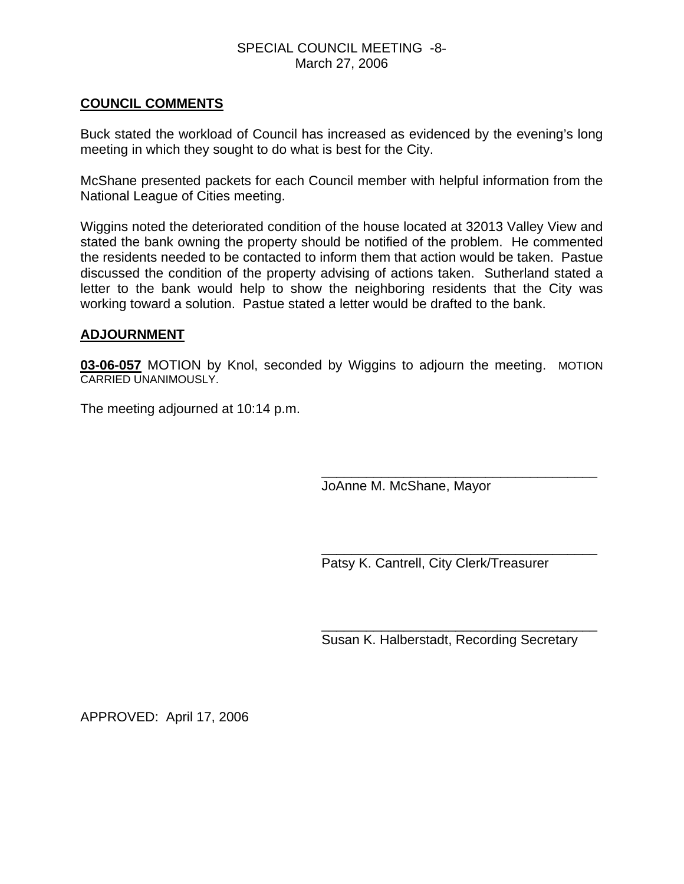## COUNCIL COMMENTS

Buck stated the workload of Council has increased as evidenced by the evening's long meeting in which they sought to do what is best for the City.

McShane presented packets for each Council member with helpful information from the National League of Cities meeting.

Wiggins noted the deteriorated condition of the house located at 32013 Valley View and stated the bank owning the property should be notified of the problem. He commented the residents needed to be contacted to inform them that action would be taken. Pastue discussed the condition of the property advising of actions taken. Sutherland stated a letter to the bank would help to show the neighboring residents that the City was working toward a solution. Pastue stated a letter would be drafted to the bank.

## ADJOURNMENT

**03-06-057** MOTION by Knol, seconded by Wiggins to adjourn the meeting. MOTION CARRIED UNANIMOUSLY.

The meeting adjourned at 10:14 p.m.

______________________________________
JoAnne M. McShane, Mayor

______________________________________
Patsy K. Cantrell, City Clerk/Treasurer

______________________________________
Susan K. Halberstadt, Recording Secretary

APPROVED: April 17, 2006